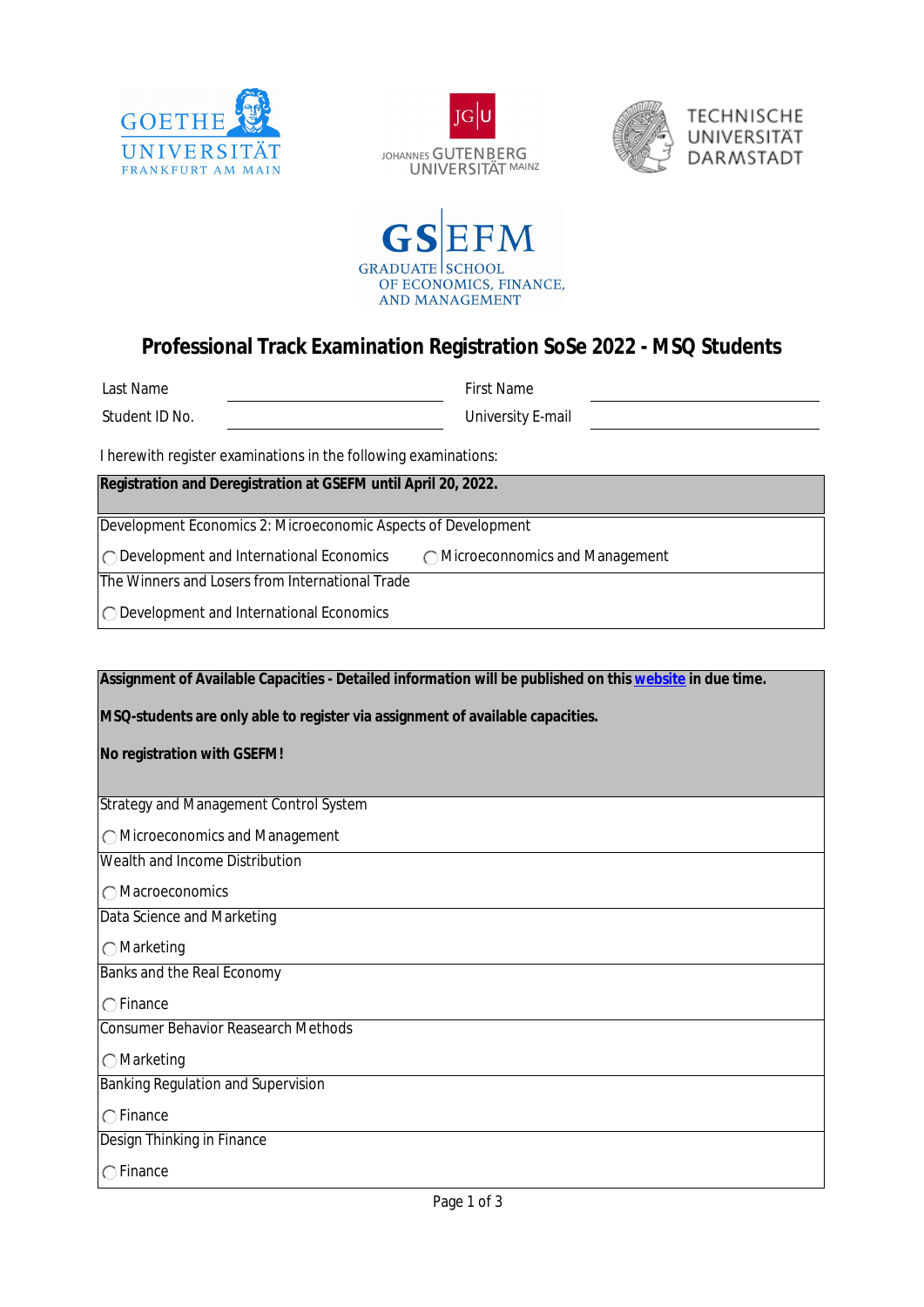GOETHE UNIVERSITÄT FRANKFURT AM MAIN

JOHANNES GUTENBERG UNIVERSITÄT MAINZ

TECHNISCHE UNIVERSITÄT DARMSTADT

GSEFM GRADUATE SCHOOL OF ECONOMICS, FINANCE, AND MANAGEMENT

# Professional Track Examination Registration SoSe 2022 - MSQ Students

| Last Name | | First Name | |
|---|---|---|---|
| Student ID No. | | University E-mail | |

I herewith register examinations in the following examinations:

| **Registration and Deregistration at GSEFM until April 20, 2022.** | |
|---|---|
| Development Economics 2: Microeconomic Aspects of Development | |
| ◯ Development and International Economics | ◯ Microeconnomics and Management |
| The Winners and Losers from International Trade | |
| ◯ Development and International Economics | |

| **Assignment of Available Capacities - Detailed information will be published on this website in due time.**<br><br>**MSQ-students are only able to register via assignment of available capacities.**<br><br>**No registration with GSEFM!** |
|---|
| Strategy and Management Control System |
| ◯ Microeconomics and Management |
| Wealth and Income Distribution |
| ◯ Macroeconomics |
| Data Science and Marketing |
| ◯ Marketing |
| Banks and the Real Economy |
| ◯ Finance |
| Consumer Behavior Reasearch Methods |
| ◯ Marketing |
| Banking Regulation and Supervision |
| ◯ Finance |
| Design Thinking in Finance |
| ◯ Finance |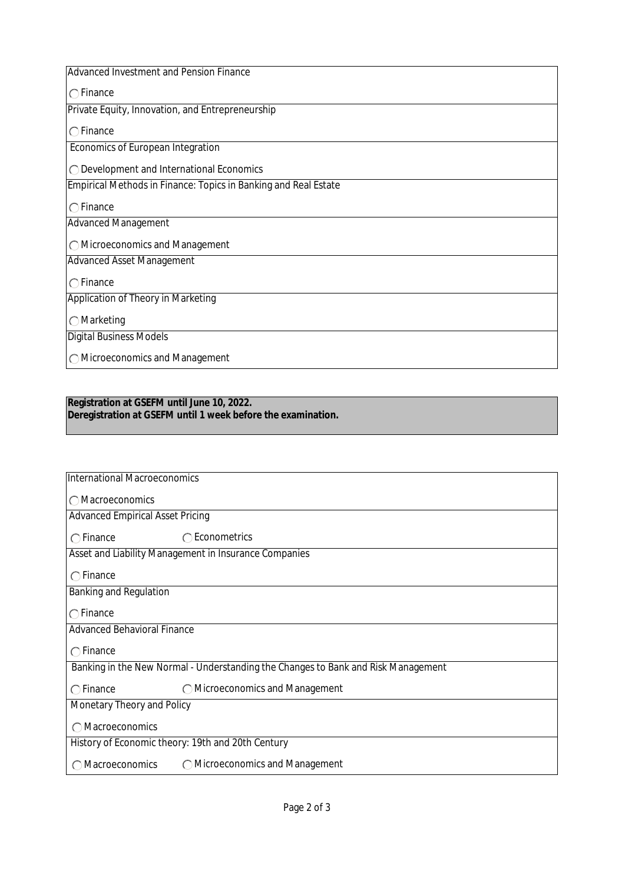| Advanced Investment and Pension Finance | |
|---|---|
| ◯ Finance | |
| Private Equity, Innovation, and Entrepreneurship | |
| ◯ Finance | |
| Economics of European Integration | |
| ◯ Development and International Economics | |
| Empirical Methods in Finance: Topics in Banking and Real Estate | |
| ◯ Finance | |
| Advanced Management | |
| ◯ Microeconomics and Management | |
| Advanced Asset Management | |
| ◯ Finance | |
| Application of Theory in Marketing | |
| ◯ Marketing | |
| Digital Business Models | |
| ◯ Microeconomics and Management | |

**Registration at GSEFM until June 10, 2022.**
**Deregistration at GSEFM until 1 week before the examination.**

| International Macroeconomics | |
|---|---|
| ◯ Macroeconomics | |
| Advanced Empirical Asset Pricing | |
| ◯ Finance | ◯ Econometrics |
| Asset and Liability Management in Insurance Companies | |
| ◯ Finance | |
| Banking and Regulation | |
| ◯ Finance | |
| Advanced Behavioral Finance | |
| ◯ Finance | |
| Banking in the New Normal - Understanding the Changes to Bank and Risk Management | |
| ◯ Finance | ◯ Microeconomics and Management |
| Monetary Theory and Policy | |
| ◯ Macroeconomics | |
| History of Economic theory: 19th and 20th Century | |
| ◯ Macroeconomics | ◯ Microeconomics and Management |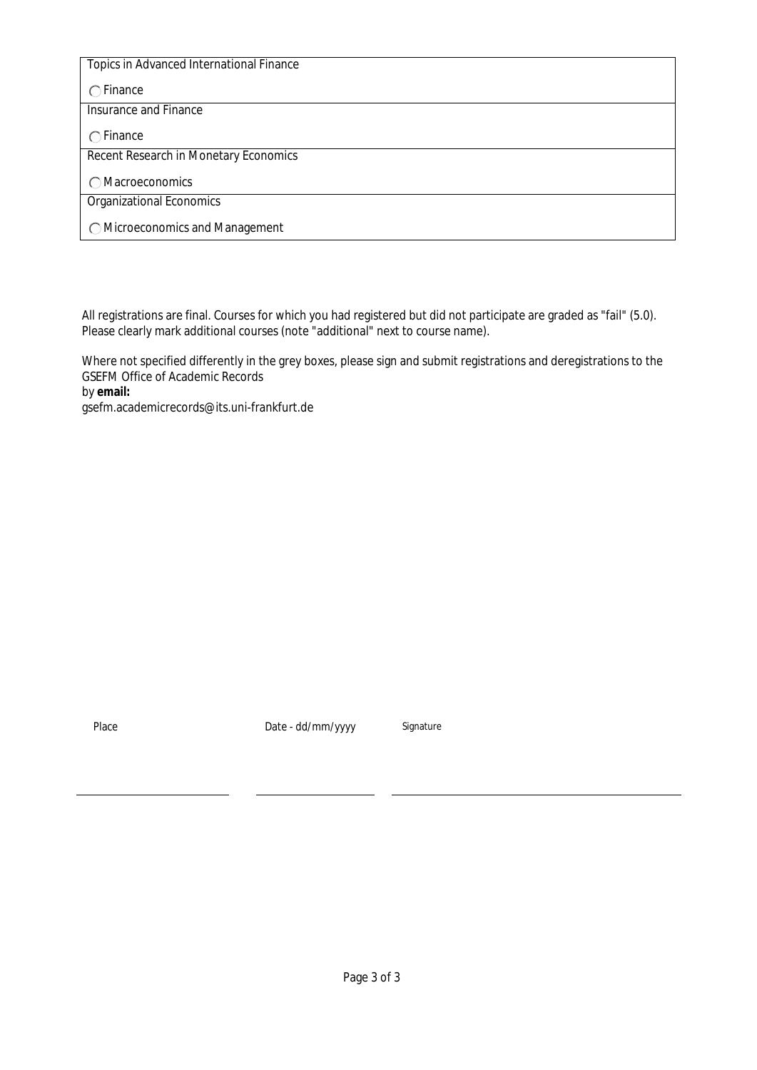| |
|---|
| Topics in Advanced International Finance |
| ◯ Finance |
| Insurance and Finance |
| ◯ Finance |
| Recent Research in Monetary Economics |
| ◯ Macroeconomics |
| Organizational Economics |
| ◯ Microeconomics and Management |

All registrations are final. Courses for which you had registered but did not participate are graded as "fail" (5.0). Please clearly mark additional courses (note "additional" next to course name).

Where not specified differently in the grey boxes, please sign and submit registrations and deregistrations to the GSEFM Office of Academic Records
by **email:**
gsefm.academicrecords@its.uni-frankfurt.de

Place ____________________ Date - dd/mm/yyyy ____________________ Signature ____________________